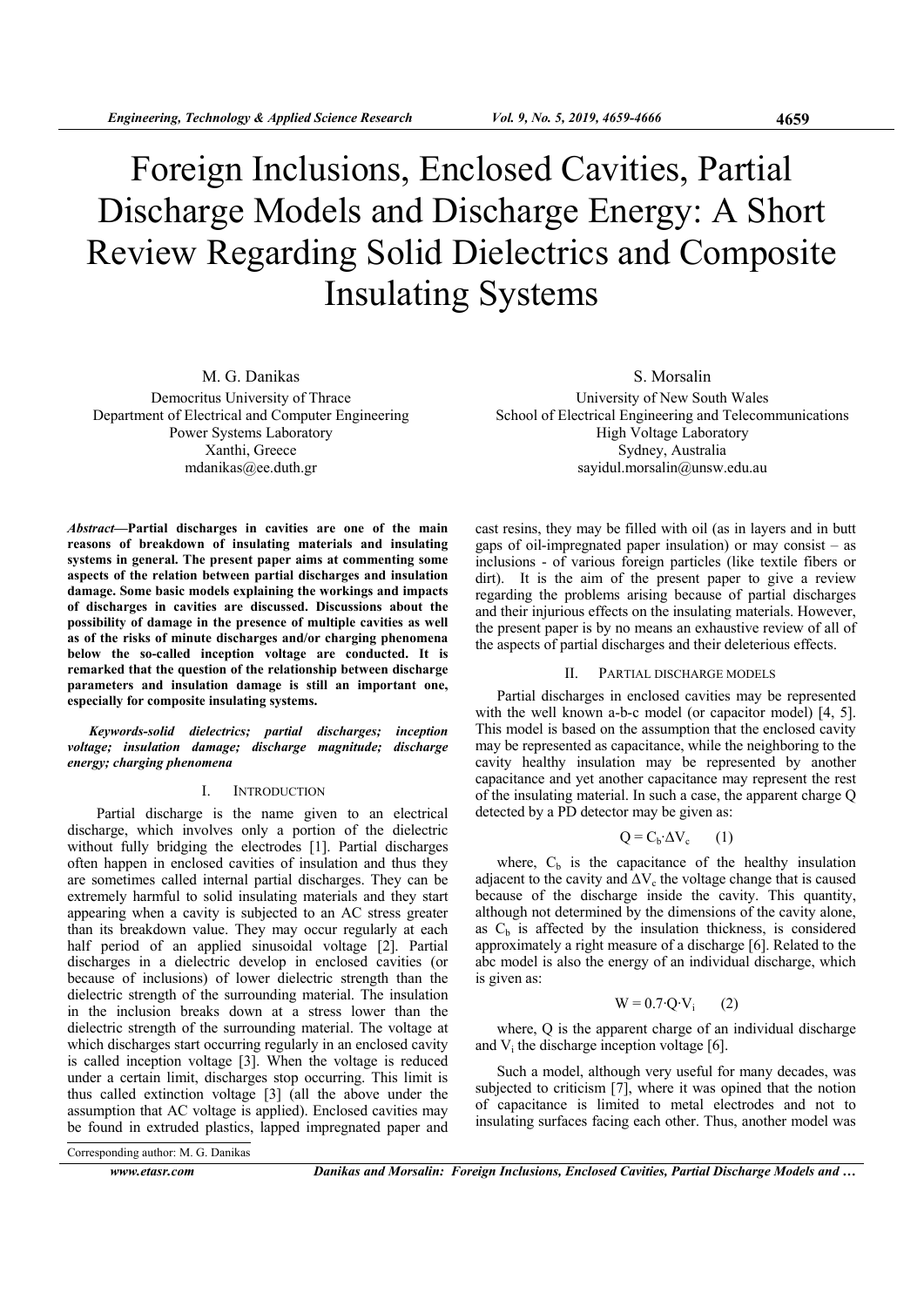# Foreign Inclusions, Enclosed Cavities, Partial Discharge Models and Discharge Energy: A Short Review Regarding Solid Dielectrics and Composite Insulating Systems

M. G. Danikas
Democritus University of Thrace
Department of Electrical and Computer Engineering
Power Systems Laboratory
Xanthi, Greece
mdanikas@ee.duth.gr

S. Morsalin
University of New South Wales
School of Electrical Engineering and Telecommunications
High Voltage Laboratory
Sydney, Australia
sayidul.morsalin@unsw.edu.au

***Abstract*—Partial discharges in cavities are one of the main reasons of breakdown of insulating materials and insulating systems in general. The present paper aims at commenting some aspects of the relation between partial discharges and insulation damage. Some basic models explaining the workings and impacts of discharges in cavities are discussed. Discussions about the possibility of damage in the presence of multiple cavities as well as of the risks of minute discharges and/or charging phenomena below the so-called inception voltage are conducted. It is remarked that the question of the relationship between discharge parameters and insulation damage is still an important one, especially for composite insulating systems.**

***Keywords-solid dielectrics; partial discharges; inception voltage; insulation damage; discharge magnitude; discharge energy; charging phenomena***

## I. Introduction

Partial discharge is the name given to an electrical discharge, which involves only a portion of the dielectric without fully bridging the electrodes [1]. Partial discharges often happen in enclosed cavities of insulation and thus they are sometimes called internal partial discharges. They can be extremely harmful to solid insulating materials and they start appearing when a cavity is subjected to an AC stress greater than its breakdown value. They may occur regularly at each half period of an applied sinusoidal voltage [2]. Partial discharges in a dielectric develop in enclosed cavities (or because of inclusions) of lower dielectric strength than the dielectric strength of the surrounding material. The insulation in the inclusion breaks down at a stress lower than the dielectric strength of the surrounding material. The voltage at which discharges start occurring regularly in an enclosed cavity is called inception voltage [3]. When the voltage is reduced under a certain limit, discharges stop occurring. This limit is thus called extinction voltage [3] (all the above under the assumption that AC voltage is applied). Enclosed cavities may be found in extruded plastics, lapped impregnated paper and cast resins, they may be filled with oil (as in layers and in butt gaps of oil-impregnated paper insulation) or may consist – as inclusions - of various foreign particles (like textile fibers or dirt). It is the aim of the present paper to give a review regarding the problems arising because of partial discharges and their injurious effects on the insulating materials. However, the present paper is by no means an exhaustive review of all of the aspects of partial discharges and their deleterious effects.

Corresponding author: M. G. Danikas

## II. Partial Discharge Models

Partial discharges in enclosed cavities may be represented with the well known a-b-c model (or capacitor model) [4, 5]. This model is based on the assumption that the enclosed cavity may be represented as capacitance, while the neighboring to the cavity healthy insulation may be represented by another capacitance and yet another capacitance may represent the rest of the insulating material. In such a case, the apparent charge Q detected by a PD detector may be given as:

$$Q = C_b \cdot \Delta V_c \qquad (1)$$

where, $C_b$ is the capacitance of the healthy insulation adjacent to the cavity and $\Delta V_c$ the voltage change that is caused because of the discharge inside the cavity. This quantity, although not determined by the dimensions of the cavity alone, as $C_b$ is affected by the insulation thickness, is considered approximately a right measure of a discharge [6]. Related to the abc model is also the energy of an individual discharge, which is given as:

$$W = 0.7 \cdot Q \cdot V_i \qquad (2)$$

where, Q is the apparent charge of an individual discharge and $V_i$ the discharge inception voltage [6].

Such a model, although very useful for many decades, was subjected to criticism [7], where it was opined that the notion of capacitance is limited to metal electrodes and not to insulating surfaces facing each other. Thus, another model was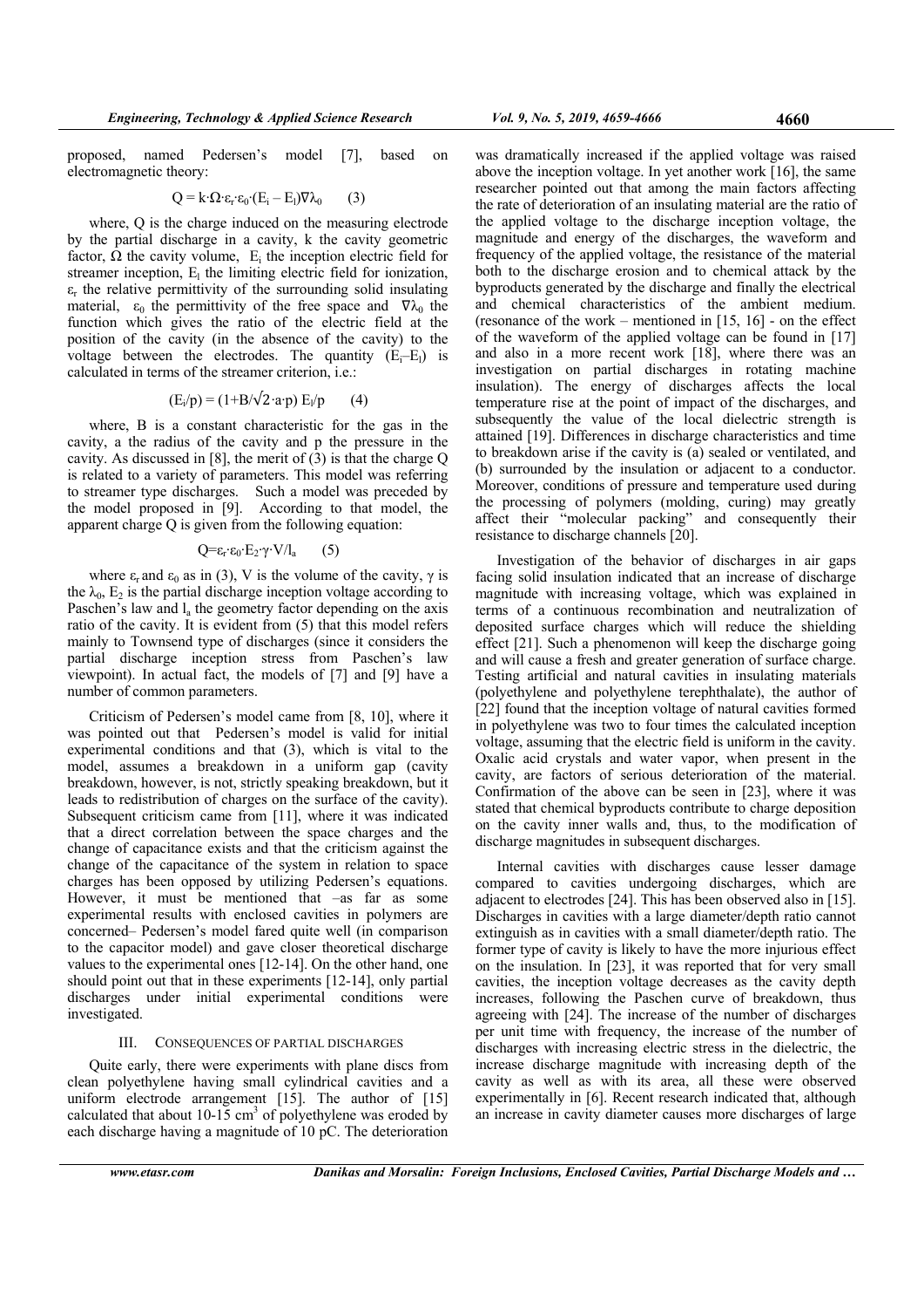proposed, named Pedersen's model [7], based on electromagnetic theory:

$$Q = k \cdot \Omega \cdot \varepsilon_r \cdot \varepsilon_0 \cdot (E_i - E_l) \nabla\lambda_0 \quad (3)$$

where, Q is the charge induced on the measuring electrode by the partial discharge in a cavity, k the cavity geometric factor, $\Omega$ the cavity volume, $E_i$ the inception electric field for streamer inception, $E_l$ the limiting electric field for ionization, $\varepsilon_r$ the relative permittivity of the surrounding solid insulating material, $\varepsilon_0$ the permittivity of the free space and $\nabla\lambda_0$ the function which gives the ratio of the electric field at the position of the cavity (in the absence of the cavity) to the voltage between the electrodes. The quantity $(E_i - E_l)$ is calculated in terms of the streamer criterion, i.e.:

$$(E_i/p) = (1+B/\sqrt{2} \cdot a \cdot p)\, E_l/p \quad (4)$$

where, B is a constant characteristic for the gas in the cavity, a the radius of the cavity and p the pressure in the cavity. As discussed in [8], the merit of (3) is that the charge Q is related to a variety of parameters. This model was referring to streamer type discharges. Such a model was preceded by the model proposed in [9]. According to that model, the apparent charge Q is given from the following equation:

$$Q = \varepsilon_r \cdot \varepsilon_0 \cdot E_2 \cdot \gamma \cdot V / l_a \quad (5)$$

where $\varepsilon_r$ and $\varepsilon_0$ as in (3), V is the volume of the cavity, $\gamma$ is the $\lambda_0$, $E_2$ is the partial discharge inception voltage according to Paschen's law and $l_a$ the geometry factor depending on the axis ratio of the cavity. It is evident from (5) that this model refers mainly to Townsend type of discharges (since it considers the partial discharge inception stress from Paschen's law viewpoint). In actual fact, the models of [7] and [9] have a number of common parameters.

Criticism of Pedersen's model came from [8, 10], where it was pointed out that Pedersen's model is valid for initial experimental conditions and that (3), which is vital to the model, assumes a breakdown in a uniform gap (cavity breakdown, however, is not, strictly speaking breakdown, but it leads to redistribution of charges on the surface of the cavity). Subsequent criticism came from [11], where it was indicated that a direct correlation between the space charges and the change of capacitance exists and that the criticism against the change of the capacitance of the system in relation to space charges has been opposed by utilizing Pedersen's equations. However, it must be mentioned that –as far as some experimental results with enclosed cavities in polymers are concerned– Pedersen's model fared quite well (in comparison to the capacitor model) and gave closer theoretical discharge values to the experimental ones [12-14]. On the other hand, one should point out that in these experiments [12-14], only partial discharges under initial experimental conditions were investigated.

## III. Consequences of Partial Discharges

Quite early, there were experiments with plane discs from clean polyethylene having small cylindrical cavities and a uniform electrode arrangement [15]. The author of [15] calculated that about 10-15 $cm^3$ of polyethylene was eroded by each discharge having a magnitude of 10 pC. The deterioration was dramatically increased if the applied voltage was raised above the inception voltage. In yet another work [16], the same researcher pointed out that among the main factors affecting the rate of deterioration of an insulating material are the ratio of the applied voltage to the discharge inception voltage, the magnitude and energy of the discharges, the waveform and frequency of the applied voltage, the resistance of the material both to the discharge erosion and to chemical attack by the byproducts generated by the discharge and finally the electrical and chemical characteristics of the ambient medium. (resonance of the work – mentioned in [15, 16] - on the effect of the waveform of the applied voltage can be found in [17] and also in a more recent work [18], where there was an investigation on partial discharges in rotating machine insulation). The energy of discharges affects the local temperature rise at the point of impact of the discharges, and subsequently the value of the local dielectric strength is attained [19]. Differences in discharge characteristics and time to breakdown arise if the cavity is (a) sealed or ventilated, and (b) surrounded by the insulation or adjacent to a conductor. Moreover, conditions of pressure and temperature used during the processing of polymers (molding, curing) may greatly affect their "molecular packing" and consequently their resistance to discharge channels [20].

Investigation of the behavior of discharges in air gaps facing solid insulation indicated that an increase of discharge magnitude with increasing voltage, which was explained in terms of a continuous recombination and neutralization of deposited surface charges which will reduce the shielding effect [21]. Such a phenomenon will keep the discharge going and will cause a fresh and greater generation of surface charge. Testing artificial and natural cavities in insulating materials (polyethylene and polyethylene terephthalate), the author of [22] found that the inception voltage of natural cavities formed in polyethylene was two to four times the calculated inception voltage, assuming that the electric field is uniform in the cavity. Oxalic acid crystals and water vapor, when present in the cavity, are factors of serious deterioration of the material. Confirmation of the above can be seen in [23], where it was stated that chemical byproducts contribute to charge deposition on the cavity inner walls and, thus, to the modification of discharge magnitudes in subsequent discharges.

Internal cavities with discharges cause lesser damage compared to cavities undergoing discharges, which are adjacent to electrodes [24]. This has been observed also in [15]. Discharges in cavities with a large diameter/depth ratio cannot extinguish as in cavities with a small diameter/depth ratio. The former type of cavity is likely to have the more injurious effect on the insulation. In [23], it was reported that for very small cavities, the inception voltage decreases as the cavity depth increases, following the Paschen curve of breakdown, thus agreeing with [24]. The increase of the number of discharges per unit time with frequency, the increase of the number of discharges with increasing electric stress in the dielectric, the increase discharge magnitude with increasing depth of the cavity as well as with its area, all these were observed experimentally in [6]. Recent research indicated that, although an increase in cavity diameter causes more discharges of large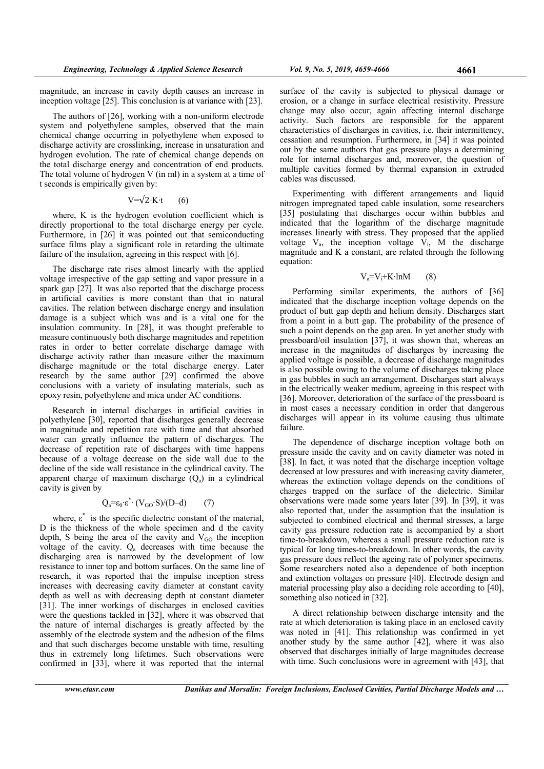magnitude, an increase in cavity depth causes an increase in inception voltage [25]. This conclusion is at variance with [23].

The authors of [26], working with a non-uniform electrode system and polyethylene samples, observed that the main chemical change occurring in polyethylene when exposed to discharge activity are crosslinking, increase in unsaturation and hydrogen evolution. The rate of chemical change depends on the total discharge energy and concentration of end products. The total volume of hydrogen V (in ml) in a system at a time of t seconds is empirically given by:

$$V=\sqrt{2}\cdot K\cdot t \qquad (6)$$

where, K is the hydrogen evolution coefficient which is directly proportional to the total discharge energy per cycle. Furthermore, in [26] it was pointed out that semiconducting surface films play a significant role in retarding the ultimate failure of the insulation, agreeing in this respect with [6].

The discharge rate rises almost linearly with the applied voltage irrespective of the gap setting and vapor pressure in a spark gap [27]. It was also reported that the discharge process in artificial cavities is more constant than that in natural cavities. The relation between discharge energy and insulation damage is a subject which was and is a vital one for the insulation community. In [28], it was thought preferable to measure continuously both discharge magnitudes and repetition rates in order to better correlate discharge damage with discharge activity rather than measure either the maximum discharge magnitude or the total discharge energy. Later research by the same author [29] confirmed the above conclusions with a variety of insulating materials, such as epoxy resin, polyethylene and mica under AC conditions.

Research in internal discharges in artificial cavities in polyethylene [30], reported that discharges generally decrease in magnitude and repetition rate with time and that absorbed water can greatly influence the pattern of discharges. The decrease of repetition rate of discharges with time happens because of a voltage decrease on the side wall due to the decline of the side wall resistance in the cylindrical cavity. The apparent charge of maximum discharge ($Q_a$) in a cylindrical cavity is given by

$$Q_a=\varepsilon_0\cdot\varepsilon^*\cdot (V_{GO}\cdot S)/(D-d) \qquad (7)$$

where, $\varepsilon^*$ is the specific dielectric constant of the material, D is the thickness of the whole specimen and d the cavity depth, S being the area of the cavity and $V_{GO}$ the inception voltage of the cavity. $Q_a$ decreases with time because the discharging area is narrowed by the development of low resistance to inner top and bottom surfaces. On the same line of research, it was reported that the impulse inception stress increases with decreasing cavity diameter at constant cavity depth as well as with decreasing depth at constant diameter [31]. The inner workings of discharges in enclosed cavities were the questions tackled in [32], where it was observed that the nature of internal discharges is greatly affected by the assembly of the electrode system and the adhesion of the films and that such discharges become unstable with time, resulting thus in extremely long lifetimes. Such observations were confirmed in [33], where it was reported that the internal surface of the cavity is subjected to physical damage or erosion, or a change in surface electrical resistivity. Pressure change may also occur, again affecting internal discharge activity. Such factors are responsible for the apparent characteristics of discharges in cavities, i.e. their intermittency, cessation and resumption. Furthermore, in [34] it was pointed out by the same authors that gas pressure plays a determining role for internal discharges and, moreover, the question of multiple cavities formed by thermal expansion in extruded cables was discussed.

Experimenting with different arrangements and liquid nitrogen impregnated taped cable insulation, some researchers [35] postulating that discharges occur within bubbles and indicated that the logarithm of the discharge magnitude increases linearly with stress. They proposed that the applied voltage $V_a$, the inception voltage $V_i$, M the discharge magnitude and K a constant, are related through the following equation:

$$V_a=V_i+K\cdot\ln M \qquad (8)$$

Performing similar experiments, the authors of [36] indicated that the discharge inception voltage depends on the product of butt gap depth and helium density. Discharges start from a point in a butt gap. The probability of the presence of such a point depends on the gap area. In yet another study with pressboard/oil insulation [37], it was shown that, whereas an increase in the magnitudes of discharges by increasing the applied voltage is possible, a decrease of discharge magnitudes is also possible owing to the volume of discharges taking place in gas bubbles in such an arrangement. Discharges start always in the electrically weaker medium, agreeing in this respect with [36]. Moreover, deterioration of the surface of the pressboard is in most cases a necessary condition in order that dangerous discharges will appear in its volume causing thus ultimate failure.

The dependence of discharge inception voltage both on pressure inside the cavity and on cavity diameter was noted in [38]. In fact, it was noted that the discharge inception voltage decreased at low pressures and with increasing cavity diameter, whereas the extinction voltage depends on the conditions of charges trapped on the surface of the dielectric. Similar observations were made some years later [39]. In [39], it was also reported that, under the assumption that the insulation is subjected to combined electrical and thermal stresses, a large cavity gas pressure reduction rate is accompanied by a short time-to-breakdown, whereas a small pressure reduction rate is typical for long times-to-breakdown. In other words, the cavity gas pressure does reflect the ageing rate of polymer specimens. Some researchers noted also a dependence of both inception and extinction voltages on pressure [40]. Electrode design and material processing play also a deciding role according to [40], something also noticed in [32].

A direct relationship between discharge intensity and the rate at which deterioration is taking place in an enclosed cavity was noted in [41]. This relationship was confirmed in yet another study by the same author [42], where it was also observed that discharges initially of large magnitudes decrease with time. Such conclusions were in agreement with [43], that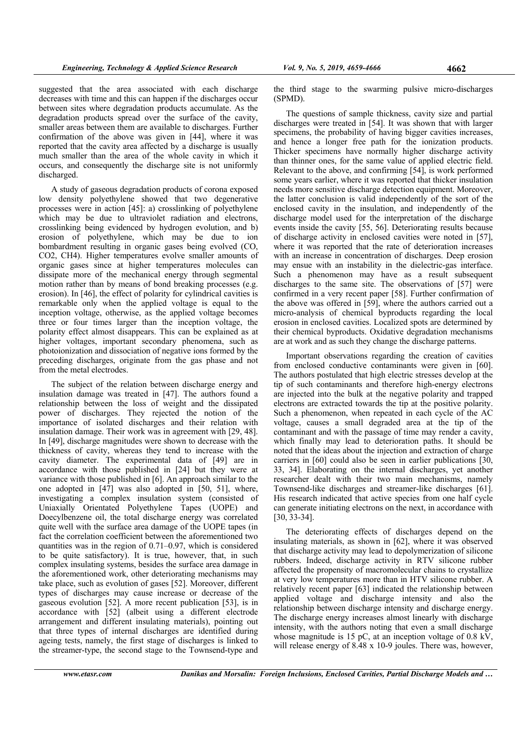suggested that the area associated with each discharge decreases with time and this can happen if the discharges occur between sites where degradation products accumulate. As the degradation products spread over the surface of the cavity, smaller areas between them are available to discharges. Further confirmation of the above was given in [44], where it was reported that the cavity area affected by a discharge is usually much smaller than the area of the whole cavity in which it occurs, and consequently the discharge site is not uniformly discharged.

A study of gaseous degradation products of corona exposed low density polyethylene showed that two degenerative processes were in action [45]: a) crosslinking of polyethylene which may be due to ultraviolet radiation and electrons, crosslinking being evidenced by hydrogen evolution, and b) erosion of polyethylene, which may be due to ion bombardment resulting in organic gases being evolved (CO, $CO_2$, $CH_4$). Higher temperatures evolve smaller amounts of organic gases since at higher temperatures molecules can dissipate more of the mechanical energy through segmental motion rather than by means of bond breaking processes (e.g. erosion). In [46], the effect of polarity for cylindrical cavities is remarkable only when the applied voltage is equal to the inception voltage, otherwise, as the applied voltage becomes three or four times larger than the inception voltage, the polarity effect almost disappears. This can be explained as at higher voltages, important secondary phenomena, such as photoionization and dissociation of negative ions formed by the preceding discharges, originate from the gas phase and not from the metal electrodes.

The subject of the relation between discharge energy and insulation damage was treated in [47]. The authors found a relationship between the loss of weight and the dissipated power of discharges. They rejected the notion of the importance of isolated discharges and their relation with insulation damage. Their work was in agreement with [29, 48]. In [49], discharge magnitudes were shown to decrease with the thickness of cavity, whereas they tend to increase with the cavity diameter. The experimental data of [49] are in accordance with those published in [24] but they were at variance with those published in [6]. An approach similar to the one adopted in [47] was also adopted in [50, 51], where, investigating a complex insulation system (consisted of Uniaxially Orientated Polyethylene Tapes (UOPE) and Doecylbenzene oil, the total discharge energy was correlated quite well with the surface area damage of the UOPE tapes (in fact the correlation coefficient between the aforementioned two quantities was in the region of 0.71–0.97, which is considered to be quite satisfactory). It is true, however, that, in such complex insulating systems, besides the surface area damage in the aforementioned work, other deteriorating mechanisms may take place, such as evolution of gases [52]. Moreover, different types of discharges may cause increase or decrease of the gaseous evolution [52]. A more recent publication [53], is in accordance with [52] (albeit using a different electrode arrangement and different insulating materials), pointing out that three types of internal discharges are identified during ageing tests, namely, the first stage of discharges is linked to the streamer-type, the second stage to the Townsend-type and the third stage to the swarming pulsive micro-discharges (SPMD).

The questions of sample thickness, cavity size and partial discharges were treated in [54]. It was shown that with larger specimens, the probability of having bigger cavities increases, and hence a longer free path for the ionization products. Thicker specimens have normally higher discharge activity than thinner ones, for the same value of applied electric field. Relevant to the above, and confirming [54], is work performed some years earlier, where it was reported that thicker insulation needs more sensitive discharge detection equipment. Moreover, the latter conclusion is valid independently of the sort of the enclosed cavity in the insulation, and independently of the discharge model used for the interpretation of the discharge events inside the cavity [55, 56]. Deteriorating results because of discharge activity in enclosed cavities were noted in [57], where it was reported that the rate of deterioration increases with an increase in concentration of discharges. Deep erosion may ensue with an instability in the dielectric-gas interface. Such a phenomenon may have as a result subsequent discharges to the same site. The observations of [57] were confirmed in a very recent paper [58]. Further confirmation of the above was offered in [59], where the authors carried out a micro-analysis of chemical byproducts regarding the local erosion in enclosed cavities. Localized spots are determined by their chemical byproducts. Oxidative degradation mechanisms are at work and as such they change the discharge patterns.

Important observations regarding the creation of cavities from enclosed conductive contaminants were given in [60]. The authors postulated that high electric stresses develop at the tip of such contaminants and therefore high-energy electrons are injected into the bulk at the negative polarity and trapped electrons are extracted towards the tip at the positive polarity. Such a phenomenon, when repeated in each cycle of the AC voltage, causes a small degraded area at the tip of the contaminant and with the passage of time may render a cavity, which finally may lead to deterioration paths. It should be noted that the ideas about the injection and extraction of charge carriers in [60] could also be seen in earlier publications [30, 33, 34]. Elaborating on the internal discharges, yet another researcher dealt with their two main mechanisms, namely Townsend-like discharges and streamer-like discharges [61]. His research indicated that active species from one half cycle can generate initiating electrons on the next, in accordance with [30, 33-34].

The deteriorating effects of discharges depend on the insulating materials, as shown in [62], where it was observed that discharge activity may lead to depolymerization of silicone rubbers. Indeed, discharge activity in RTV silicone rubber affected the propensity of macromolecular chains to crystallize at very low temperatures more than in HTV silicone rubber. A relatively recent paper [63] indicated the relationship between applied voltage and discharge intensity and also the relationship between discharge intensity and discharge energy. The discharge energy increases almost linearly with discharge intensity, with the authors noting that even a small discharge whose magnitude is 15 pC, at an inception voltage of 0.8 kV, will release energy of $8.48 \times 10^{-9}$ joules. There was, however,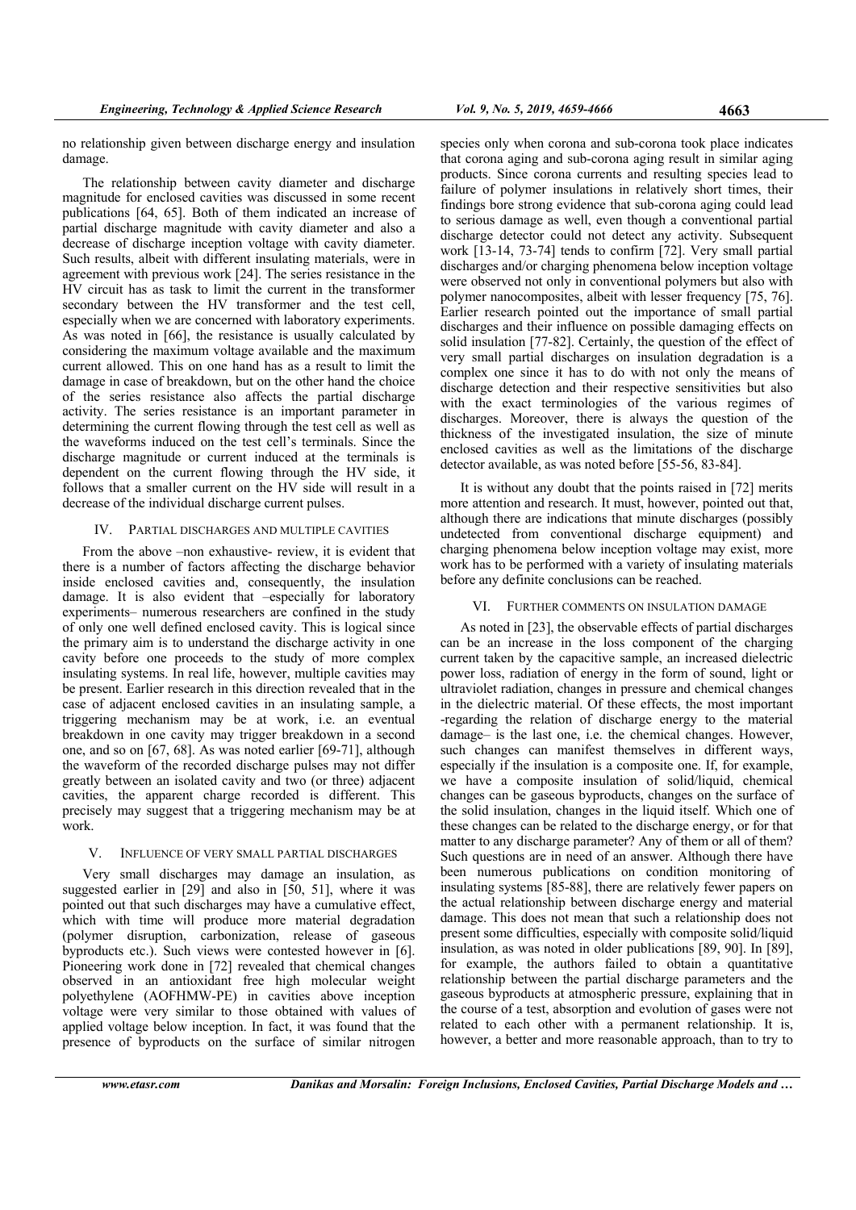no relationship given between discharge energy and insulation damage.

The relationship between cavity diameter and discharge magnitude for enclosed cavities was discussed in some recent publications [64, 65]. Both of them indicated an increase of partial discharge magnitude with cavity diameter and also a decrease of discharge inception voltage with cavity diameter. Such results, albeit with different insulating materials, were in agreement with previous work [24]. The series resistance in the HV circuit has as task to limit the current in the transformer secondary between the HV transformer and the test cell, especially when we are concerned with laboratory experiments. As was noted in [66], the resistance is usually calculated by considering the maximum voltage available and the maximum current allowed. This on one hand has as a result to limit the damage in case of breakdown, but on the other hand the choice of the series resistance also affects the partial discharge activity. The series resistance is an important parameter in determining the current flowing through the test cell as well as the waveforms induced on the test cell's terminals. Since the discharge magnitude or current induced at the terminals is dependent on the current flowing through the HV side, it follows that a smaller current on the HV side will result in a decrease of the individual discharge current pulses.

## IV. Partial Discharges and Multiple Cavities

From the above –non exhaustive- review, it is evident that there is a number of factors affecting the discharge behavior inside enclosed cavities and, consequently, the insulation damage. It is also evident that –especially for laboratory experiments– numerous researchers are confined in the study of only one well defined enclosed cavity. This is logical since the primary aim is to understand the discharge activity in one cavity before one proceeds to the study of more complex insulating systems. In real life, however, multiple cavities may be present. Earlier research in this direction revealed that in the case of adjacent enclosed cavities in an insulating sample, a triggering mechanism may be at work, i.e. an eventual breakdown in one cavity may trigger breakdown in a second one, and so on [67, 68]. As was noted earlier [69-71], although the waveform of the recorded discharge pulses may not differ greatly between an isolated cavity and two (or three) adjacent cavities, the apparent charge recorded is different. This precisely may suggest that a triggering mechanism may be at work.

## V. Influence of Very Small Partial Discharges

Very small discharges may damage an insulation, as suggested earlier in [29] and also in [50, 51], where it was pointed out that such discharges may have a cumulative effect, which with time will produce more material degradation (polymer disruption, carbonization, release of gaseous byproducts etc.). Such views were contested however in [6]. Pioneering work done in [72] revealed that chemical changes observed in an antioxidant free high molecular weight polyethylene (AOFHMW-PE) in cavities above inception voltage were very similar to those obtained with values of applied voltage below inception. In fact, it was found that the presence of byproducts on the surface of similar nitrogen species only when corona and sub-corona took place indicates that corona aging and sub-corona aging result in similar aging products. Since corona currents and resulting species lead to failure of polymer insulations in relatively short times, their findings bore strong evidence that sub-corona aging could lead to serious damage as well, even though a conventional partial discharge detector could not detect any activity. Subsequent work [13-14, 73-74] tends to confirm [72]. Very small partial discharges and/or charging phenomena below inception voltage were observed not only in conventional polymers but also with polymer nanocomposites, albeit with lesser frequency [75, 76]. Earlier research pointed out the importance of small partial discharges and their influence on possible damaging effects on solid insulation [77-82]. Certainly, the question of the effect of very small partial discharges on insulation degradation is a complex one since it has to do with not only the means of discharge detection and their respective sensitivities but also with the exact terminologies of the various regimes of discharges. Moreover, there is always the question of the thickness of the investigated insulation, the size of minute enclosed cavities as well as the limitations of the discharge detector available, as was noted before [55-56, 83-84].

It is without any doubt that the points raised in [72] merits more attention and research. It must, however, pointed out that, although there are indications that minute discharges (possibly undetected from conventional discharge equipment) and charging phenomena below inception voltage may exist, more work has to be performed with a variety of insulating materials before any definite conclusions can be reached.

## VI. Further Comments on Insulation Damage

As noted in [23], the observable effects of partial discharges can be an increase in the loss component of the charging current taken by the capacitive sample, an increased dielectric power loss, radiation of energy in the form of sound, light or ultraviolet radiation, changes in pressure and chemical changes in the dielectric material. Of these effects, the most important -regarding the relation of discharge energy to the material damage– is the last one, i.e. the chemical changes. However, such changes can manifest themselves in different ways, especially if the insulation is a composite one. If, for example, we have a composite insulation of solid/liquid, chemical changes can be gaseous byproducts, changes on the surface of the solid insulation, changes in the liquid itself. Which one of these changes can be related to the discharge energy, or for that matter to any discharge parameter? Any of them or all of them? Such questions are in need of an answer. Although there have been numerous publications on condition monitoring of insulating systems [85-88], there are relatively fewer papers on the actual relationship between discharge energy and material damage. This does not mean that such a relationship does not present some difficulties, especially with composite solid/liquid insulation, as was noted in older publications [89, 90]. In [89], for example, the authors failed to obtain a quantitative relationship between the partial discharge parameters and the gaseous byproducts at atmospheric pressure, explaining that in the course of a test, absorption and evolution of gases were not related to each other with a permanent relationship. It is, however, a better and more reasonable approach, than to try to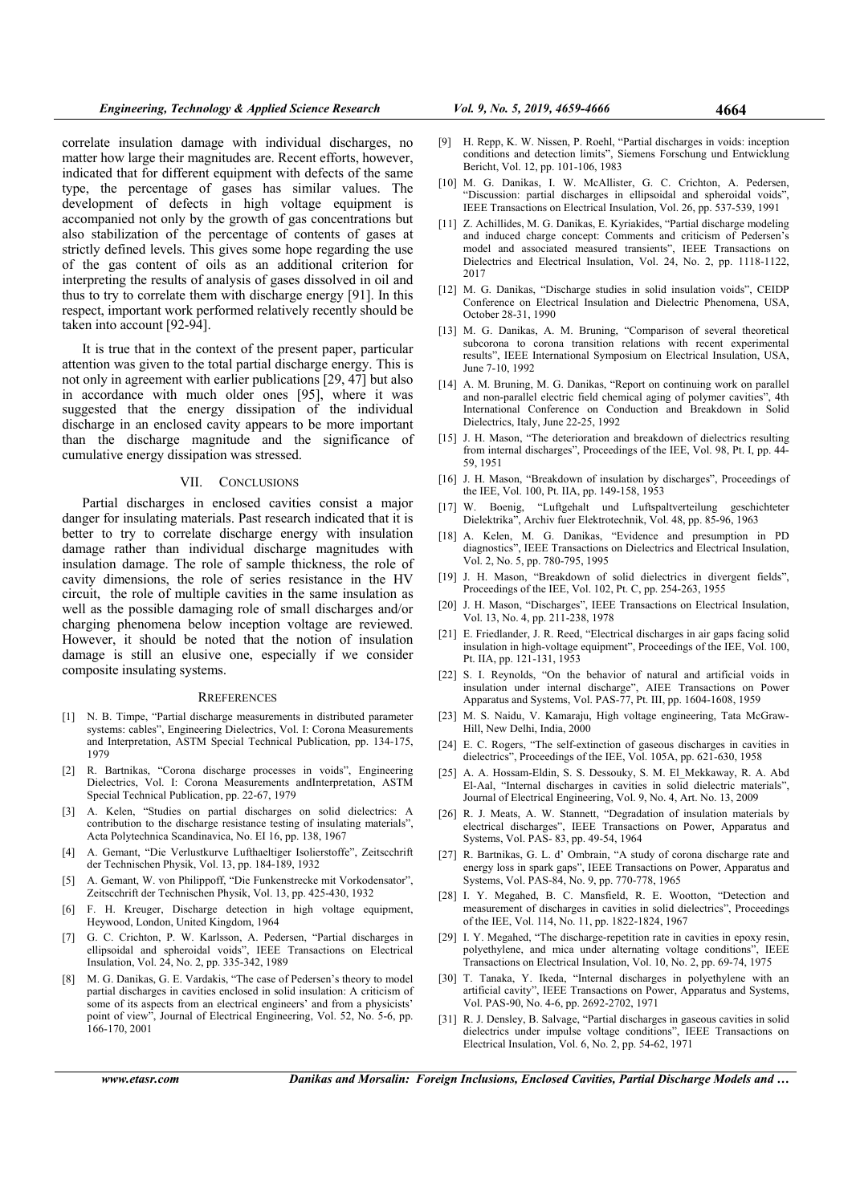correlate insulation damage with individual discharges, no matter how large their magnitudes are. Recent efforts, however, indicated that for different equipment with defects of the same type, the percentage of gases has similar values. The development of defects in high voltage equipment is accompanied not only by the growth of gas concentrations but also stabilization of the percentage of contents of gases at strictly defined levels. This gives some hope regarding the use of the gas content of oils as an additional criterion for interpreting the results of analysis of gases dissolved in oil and thus to try to correlate them with discharge energy [91]. In this respect, important work performed relatively recently should be taken into account [92-94].

It is true that in the context of the present paper, particular attention was given to the total partial discharge energy. This is not only in agreement with earlier publications [29, 47] but also in accordance with much older ones [95], where it was suggested that the energy dissipation of the individual discharge in an enclosed cavity appears to be more important than the discharge magnitude and the significance of cumulative energy dissipation was stressed.

## VII. CONCLUSIONS

Partial discharges in enclosed cavities consist a major danger for insulating materials. Past research indicated that it is better to try to correlate discharge energy with insulation damage rather than individual discharge magnitudes with insulation damage. The role of sample thickness, the role of cavity dimensions, the role of series resistance in the HV circuit, the role of multiple cavities in the same insulation as well as the possible damaging role of small discharges and/or charging phenomena below inception voltage are reviewed. However, it should be noted that the notion of insulation damage is still an elusive one, especially if we consider composite insulating systems.

## REFERENCES

[1] N. B. Timpe, "Partial discharge measurements in distributed parameter systems: cables", Engineering Dielectrics, Vol. I: Corona Measurements and Interpretation, ASTM Special Technical Publication, pp. 134-175, 1979

[2] R. Bartnikas, "Corona discharge processes in voids", Engineering Dielectrics, Vol. I: Corona Measurements andInterpretation, ASTM Special Technical Publication, pp. 22-67, 1979

[3] A. Kelen, "Studies on partial discharges on solid dielectrics: A contribution to the discharge resistance testing of insulating materials", Acta Polytechnica Scandinavica, No. EI 16, pp. 138, 1967

[4] A. Gemant, "Die Verlustkurve Lufthaeltiger Isolierstoffe", Zeitscchrift der Technischen Physik, Vol. 13, pp. 184-189, 1932

[5] A. Gemant, W. von Philippoff, "Die Funkenstrecke mit Vorkodensator", Zeitscchrift der Technischen Physik, Vol. 13, pp. 425-430, 1932

[6] F. H. Kreuger, Discharge detection in high voltage equipment, Heywood, London, United Kingdom, 1964

[7] G. C. Crichton, P. W. Karlsson, A. Pedersen, "Partial discharges in ellipsoidal and spheroidal voids", IEEE Transactions on Electrical Insulation, Vol. 24, No. 2, pp. 335-342, 1989

[8] M. G. Danikas, G. E. Vardakis, "The case of Pedersen's theory to model partial discharges in cavities enclosed in solid insulation: A criticism of some of its aspects from an electrical engineers' and from a physicists' point of view", Journal of Electrical Engineering, Vol. 52, No. 5-6, pp. 166-170, 2001

[9] H. Repp, K. W. Nissen, P. Roehl, "Partial discharges in voids: inception conditions and detection limits", Siemens Forschung und Entwicklung Bericht, Vol. 12, pp. 101-106, 1983

[10] M. G. Danikas, I. W. McAllister, G. C. Crichton, A. Pedersen, "Discussion: partial discharges in ellipsoidal and spheroidal voids", IEEE Transactions on Electrical Insulation, Vol. 26, pp. 537-539, 1991

[11] Z. Achillides, M. G. Danikas, E. Kyriakides, "Partial discharge modeling and induced charge concept: Comments and criticism of Pedersen's model and associated measured transients", IEEE Transactions on Dielectrics and Electrical Insulation, Vol. 24, No. 2, pp. 1118-1122, 2017

[12] M. G. Danikas, "Discharge studies in solid insulation voids", CEIDP Conference on Electrical Insulation and Dielectric Phenomena, USA, October 28-31, 1990

[13] M. G. Danikas, A. M. Bruning, "Comparison of several theoretical subcorona to corona transition relations with recent experimental results", IEEE International Symposium on Electrical Insulation, USA, June 7-10, 1992

[14] A. M. Bruning, M. G. Danikas, "Report on continuing work on parallel and non-parallel electric field chemical aging of polymer cavities", 4th International Conference on Conduction and Breakdown in Solid Dielectrics, Italy, June 22-25, 1992

[15] J. H. Mason, "The deterioration and breakdown of dielectrics resulting from internal discharges", Proceedings of the IEE, Vol. 98, Pt. I, pp. 44-59, 1951

[16] J. H. Mason, "Breakdown of insulation by discharges", Proceedings of the IEE, Vol. 100, Pt. IIA, pp. 149-158, 1953

[17] W. Boenig, "Luftgehalt und Luftspaltverteilung geschichteter Dielektrika", Archiv fuer Elektrotechnik, Vol. 48, pp. 85-96, 1963

[18] A. Kelen, M. G. Danikas, "Evidence and presumption in PD diagnostics", IEEE Transactions on Dielectrics and Electrical Insulation, Vol. 2, No. 5, pp. 780-795, 1995

[19] J. H. Mason, "Breakdown of solid dielectrics in divergent fields", Proceedings of the IEE, Vol. 102, Pt. C, pp. 254-263, 1955

[20] J. H. Mason, "Discharges", IEEE Transactions on Electrical Insulation, Vol. 13, No. 4, pp. 211-238, 1978

[21] E. Friedlander, J. R. Reed, "Electrical discharges in air gaps facing solid insulation in high-voltage equipment", Proceedings of the IEE, Vol. 100, Pt. IIA, pp. 121-131, 1953

[22] S. I. Reynolds, "On the behavior of natural and artificial voids in insulation under internal discharge", AIEE Transactions on Power Apparatus and Systems, Vol. PAS-77, Pt. III, pp. 1604-1608, 1959

[23] M. S. Naidu, V. Kamaraju, High voltage engineering, Tata McGraw-Hill, New Delhi, India, 2000

[24] E. C. Rogers, "The self-extinction of gaseous discharges in cavities in dielectrics", Proceedings of the IEE, Vol. 105A, pp. 621-630, 1958

[25] A. A. Hossam-Eldin, S. S. Dessouky, S. M. El_Mekkaway, R. A. Abd El-Aal, "Internal discharges in cavities in solid dielectric materials", Journal of Electrical Engineering, Vol. 9, No. 4, Art. No. 13, 2009

[26] R. J. Meats, A. W. Stannett, "Degradation of insulation materials by electrical discharges", IEEE Transactions on Power, Apparatus and Systems, Vol. PAS- 83, pp. 49-54, 1964

[27] R. Bartnikas, G. L. d' Ombrain, "A study of corona discharge rate and energy loss in spark gaps", IEEE Transactions on Power, Apparatus and Systems, Vol. PAS-84, No. 9, pp. 770-778, 1965

[28] I. Y. Megahed, B. C. Mansfield, R. E. Wootton, "Detection and measurement of discharges in cavities in solid dielectrics", Proceedings of the IEE, Vol. 114, No. 11, pp. 1822-1824, 1967

[29] I. Y. Megahed, "The discharge-repetition rate in cavities in epoxy resin, polyethylene, and mica under alternating voltage conditions", IEEE Transactions on Electrical Insulation, Vol. 10, No. 2, pp. 69-74, 1975

[30] T. Tanaka, Y. Ikeda, "Internal discharges in polyethylene with an artificial cavity", IEEE Transactions on Power, Apparatus and Systems, Vol. PAS-90, No. 4-6, pp. 2692-2702, 1971

[31] R. J. Densley, B. Salvage, "Partial discharges in gaseous cavities in solid dielectrics under impulse voltage conditions", IEEE Transactions on Electrical Insulation, Vol. 6, No. 2, pp. 54-62, 1971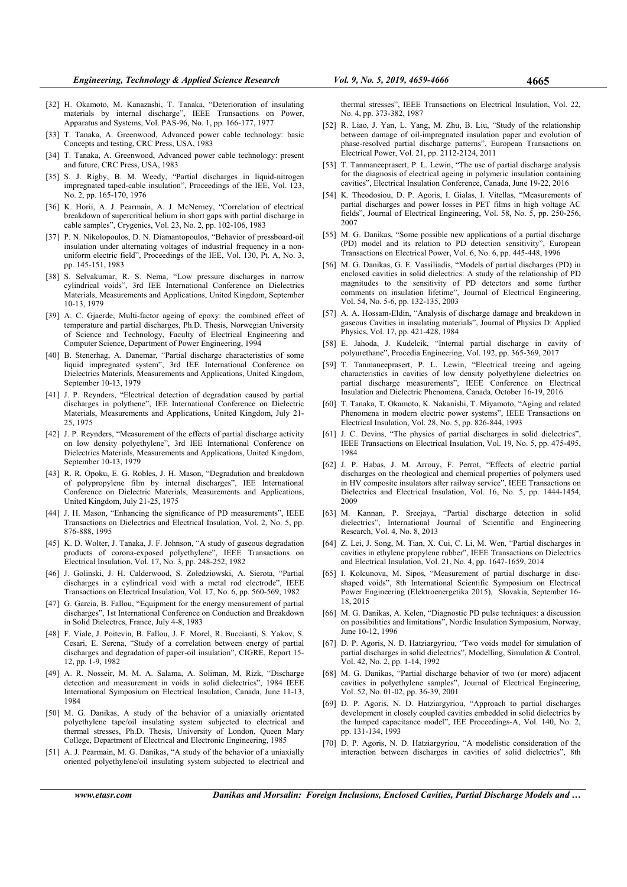[32] H. Okamoto, M. Kanazashi, T. Tanaka, "Deterioration of insulating materials by internal discharge", IEEE Transactions on Power, Apparatus and Systems, Vol. PAS-96, No. 1, pp. 166-177, 1977

[33] T. Tanaka, A. Greenwood, Advanced power cable technology: basic Concepts and testing, CRC Press, USA, 1983

[34] T. Tanaka, A. Greenwood, Advanced power cable technology: present and future, CRC Press, USA, 1983

[35] S. J. Rigby, B. M. Weedy, "Partial discharges in liquid-nitrogen impregnated taped-cable insulation", Proceedings of the IEE, Vol. 123, No. 2, pp. 165-170, 1976

[36] K. Horii, A. J. Pearmain, A. J. McNerney, "Correlation of electrical breakdown of supercritical helium in short gaps with partial discharge in cable samples", Crygenics, Vol. 23, No. 2, pp. 102-106, 1983

[37] P. N. Nikolopoulos, D. N. Diamantopoulos, "Behavior of pressboard-oil insulation under alternating voltages of industrial frequency in a non-uniform electric field", Proceedings of the IEE, Vol. 130, Pt. A, No. 3, pp. 145-151, 1983

[38] S. Selvakumar, R. S. Nema, "Low pressure discharges in narrow cylindrical voids", 3rd IEE International Conference on Dielectrics Materials, Measurements and Applications, United Kingdom, September 10-13, 1979

[39] A. C. Gjaerde, Multi-factor ageing of epoxy: the combined effect of temperature and partial discharges, Ph.D. Thesis, Norwegian University of Science and Technology, Faculty of Electrical Engineering and Computer Science, Department of Power Engineering, 1994

[40] B. Stenerhag, A. Danemar, "Partial discharge characteristics of some liquid impregnated system", 3rd IEE International Conference on Dielectrics Materials, Measurements and Applications, United Kingdom, September 10-13, 1979

[41] J. P. Reynders, "Electrical detection of degradation caused by partial discharges in polythene", IEE International Conference on Dielectric Materials, Measurements and Applications, United Kingdom, July 21-25, 1975

[42] J. P. Reynders, "Measurement of the effects of partial discharge activity on low density polyethylene", 3rd IEE International Conference on Dielectrics Materials, Measurements and Applications, United Kingdom, September 10-13, 1979

[43] R. R. Opoku, E. G. Robles, J. H. Mason, "Degradation and breakdown of polypropylene film by internal discharges", IEE International Conference on Dielectric Materials, Measurements and Applications, United Kingdom, July 21-25, 1975

[44] J. H. Mason, "Enhancing the significance of PD measurements", IEEE Transactions on Dielectrics and Electrical Insulation, Vol. 2, No. 5, pp. 876-888, 1995

[45] K. D. Wolter, J. Tanaka, J. F. Johnson, "A study of gaseous degradation products of corona-exposed polyethylene", IEEE Transactions on Electrical Insulation, Vol. 17, No. 3, pp. 248-252, 1982

[46] J. Golinski, J. H. Calderwood, S. Zoledziowski, A. Sierota, "Partial discharges in a cylindrical void with a metal rod electrode", IEEE Transactions on Electrical Insulation, Vol. 17, No. 6, pp. 560-569, 1982

[47] G. Garcia, B. Fallou, "Equipment for the energy measurement of partial discharges", 1st International Conference on Conduction and Breakdown in Solid Dielectrcs, France, July 4-8, 1983

[48] F. Viale, J. Poitevin, B. Fallou, J. F. Morel, R. Buccianti, S. Yakov, S. Cesari, E. Serena, "Study of a correlation between energy of partial discharges and degradation of paper-oil insulation", CIGRE, Report 15-12, pp. 1-9, 1982

[49] A. R. Nosseir, M. M. A. Salama, A. Soliman, M. Rizk, "Discharge detection and measurement in voids in solid dielectrics", 1984 IEEE International Symposium on Electrical Insulation, Canada, June 11-13, 1984

[50] M. G. Danikas, A study of the behavior of a uniaxially orientated polyethylene tape/oil insulating system subjected to electrical and thermal stresses, Ph.D. Thesis, University of London, Queen Mary College, Department of Electrical and Electronic Engineering, 1985

[51] A. J. Pearmain, M. G. Danikas, "A study of the behavior of a uniaxially oriented polyethylene/oil insulating system subjected to electrical and thermal stresses", IEEE Transactions on Electrical Insulation, Vol. 22, No. 4, pp. 373-382, 1987

[52] R. Liao, J. Yan, L. Yang, M. Zhu, B. Liu, "Study of the relationship between damage of oil-impregnated insulation paper and evolution of phase-resolved partial discharge patterns", European Transactions on Electrical Power, Vol. 21, pp. 2112-2124, 2011

[53] T. Tanmaneeprasert, P. L. Lewin, "The use of partial discharge analysis for the diagnosis of electrical ageing in polymeric insulation containing cavities", Electrical Insulation Conference, Canada, June 19-22, 2016

[54] K. Theodosiou, D. P. Agoris, I. Gialas, I. Vitellas, "Measurements of partial discharges and power losses in PET films in high voltage AC fields", Journal of Electrical Engineering, Vol. 58, No. 5, pp. 250-256, 2007

[55] M. G. Danikas, "Some possible new applications of a partial discharge (PD) model and its relation to PD detection sensitivity", European Transactions on Electrical Power, Vol. 6, No. 6, pp. 445-448, 1996

[56] M. G. Danikas, G. E. Vassiliadis, "Models of partial discharges (PD) in enclosed cavities in solid dielectrics: A study of the relationship of PD magnitudes to the sensitivity of PD detectors and some further comments on insulation lifetime", Journal of Electrical Engineering, Vol. 54, No. 5-6, pp. 132-135, 2003

[57] A. A. Hossam-Eldin, "Analysis of discharge damage and breakdown in gaseous Cavities in insulating materials", Journal of Physics D: Applied Physics, Vol. 17, pp. 421-428, 1984

[58] E. Jahoda, J. Kudelcik, "Internal partial discharge in cavity of polyurethane", Procedia Engineering, Vol. 192, pp. 365-369, 2017

[59] T. Tanmaneeprasert, P. L. Lewin, "Electrical treeing and ageing characteristics in cavities of low density polyethylene dielectrics on partial discharge measurements", IEEE Conference on Electrical Insulation and Dielectric Phenomena, Canada, October 16-19, 2016

[60] T. Tanaka, T. Okamoto, K. Nakanishi, T. Miyamoto, "Aging and related Phenomena in modern electric power systems", IEEE Transactions on Electrical Insulation, Vol. 28, No. 5, pp. 826-844, 1993

[61] J. C. Devins, "The physics of partial discharges in solid dielectrics", IEEE Transactions on Electrical Insulation, Vol. 19, No. 5, pp. 475-495, 1984

[62] J. P. Habas, J. M. Arrouy, F. Perrot, "Effects of electric partial discharges on the rheological and chemical properties of polymers used in HV composite insulators after railway service", IEEE Transactions on Dielectrics and Electrical Insulation, Vol. 16, No. 5, pp. 1444-1454, 2009

[63] M. Kannan, P. Sreejaya, "Partial discharge detection in solid dielectrics", International Journal of Scientific and Engineering Research, Vol. 4, No. 8, 2013

[64] Z. Lei, J. Song, M. Tian, X. Cui, C. Li, M. Wen, "Partial discharges in cavities in ethylene propylene rubber", IEEE Transactions on Dielectrics and Electrical Insulation, Vol. 21, No. 4, pp. 1647-1659, 2014

[65] I. Kolcunova, M. Sipos, "Measurement of partial discharge in disc-shaped voids", 8th International Scientific Symposium on Electrical Power Engineering (Elektroenergetika 2015), Slovakia, September 16-18, 2015

[66] M. G. Danikas, A. Kelen, "Diagnostic PD pulse techniques: a discussion on possibilities and limitations", Nordic Insulation Symposium, Norway, June 10-12, 1996

[67] D. P. Agoris, N. D. Hatziargyriou, "Two voids model for simulation of partial discharges in solid dielectrics", Modelling, Simulation & Control, Vol. 42, No. 2, pp. 1-14, 1992

[68] M. G. Danikas, "Partial discharge behavior of two (or more) adjacent cavities in polyethylene samples", Journal of Electrical Engineering, Vol. 52, No. 01-02, pp. 36-39, 2001

[69] D. P. Agoris, N. D. Hatziargyriou, "Approach to partial discharges development in closely coupled cavities embedded in solid dielectrics by the lumped capacitance model", IEE Proceedings-A, Vol. 140, No. 2, pp. 131-134, 1993

[70] D. P. Agoris, N. D. Hatziargyriou, "A modelistic consideration of the interaction between discharges in cavities of solid dielectrics", 8th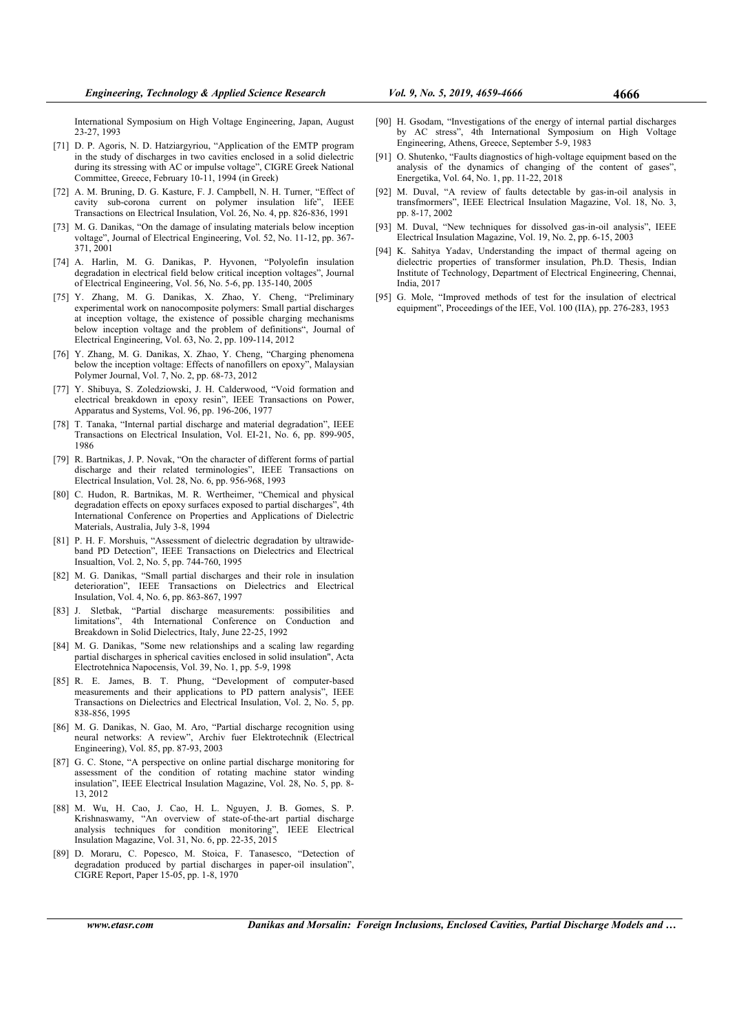International Symposium on High Voltage Engineering, Japan, August 23-27, 1993

[71] D. P. Agoris, N. D. Hatziargyriou, "Application of the EMTP program in the study of discharges in two cavities enclosed in a solid dielectric during its stressing with AC or impulse voltage", CIGRE Greek National Committee, Greece, February 10-11, 1994 (in Greek)

[72] A. M. Bruning, D. G. Kasture, F. J. Campbell, N. H. Turner, "Effect of cavity sub-corona current on polymer insulation life", IEEE Transactions on Electrical Insulation, Vol. 26, No. 4, pp. 826-836, 1991

[73] M. G. Danikas, "On the damage of insulating materials below inception voltage", Journal of Electrical Engineering, Vol. 52, No. 11-12, pp. 367-371, 2001

[74] A. Harlin, M. G. Danikas, P. Hyvonen, "Polyolefin insulation degradation in electrical field below critical inception voltages", Journal of Electrical Engineering, Vol. 56, No. 5-6, pp. 135-140, 2005

[75] Y. Zhang, M. G. Danikas, X. Zhao, Y. Cheng, "Preliminary experimental work on nanocomposite polymers: Small partial discharges at inception voltage, the existence of possible charging mechanisms below inception voltage and the problem of definitions", Journal of Electrical Engineering, Vol. 63, No. 2, pp. 109-114, 2012

[76] Y. Zhang, M. G. Danikas, X. Zhao, Y. Cheng, "Charging phenomena below the inception voltage: Effects of nanofillers on epoxy", Malaysian Polymer Journal, Vol. 7, No. 2, pp. 68-73, 2012

[77] Y. Shibuya, S. Zoledziowski, J. H. Calderwood, "Void formation and electrical breakdown in epoxy resin", IEEE Transactions on Power, Apparatus and Systems, Vol. 96, pp. 196-206, 1977

[78] T. Tanaka, "Internal partial discharge and material degradation", IEEE Transactions on Electrical Insulation, Vol. EI-21, No. 6, pp. 899-905, 1986

[79] R. Bartnikas, J. P. Novak, "On the character of different forms of partial discharge and their related terminologies", IEEE Transactions on Electrical Insulation, Vol. 28, No. 6, pp. 956-968, 1993

[80] C. Hudon, R. Bartnikas, M. R. Wertheimer, "Chemical and physical degradation effects on epoxy surfaces exposed to partial discharges", 4th International Conference on Properties and Applications of Dielectric Materials, Australia, July 3-8, 1994

[81] P. H. F. Morshuis, "Assessment of dielectric degradation by ultrawide-band PD Detection", IEEE Transactions on Dielectrics and Electrical Insualtion, Vol. 2, No. 5, pp. 744-760, 1995

[82] M. G. Danikas, "Small partial discharges and their role in insulation deterioration", IEEE Transactions on Dielectrics and Electrical Insulation, Vol. 4, No. 6, pp. 863-867, 1997

[83] J. Sletbak, "Partial discharge measurements: possibilities and limitations", 4th International Conference on Conduction and Breakdown in Solid Dielectrics, Italy, June 22-25, 1992

[84] M. G. Danikas, "Some new relationships and a scaling law regarding partial discharges in spherical cavities enclosed in solid insulation", Acta Electrotehnica Napocensis, Vol. 39, No. 1, pp. 5-9, 1998

[85] R. E. James, B. T. Phung, "Development of computer-based measurements and their applications to PD pattern analysis", IEEE Transactions on Dielectrics and Electrical Insulation, Vol. 2, No. 5, pp. 838-856, 1995

[86] M. G. Danikas, N. Gao, M. Aro, "Partial discharge recognition using neural networks: A review", Archiv fuer Elektrotechnik (Electrical Engineering), Vol. 85, pp. 87-93, 2003

[87] G. C. Stone, "A perspective on online partial discharge monitoring for assessment of the condition of rotating machine stator winding insulation", IEEE Electrical Insulation Magazine, Vol. 28, No. 5, pp. 8-13, 2012

[88] M. Wu, H. Cao, J. Cao, H. L. Nguyen, J. B. Gomes, S. P. Krishnaswamy, "An overview of state-of-the-art partial discharge analysis techniques for condition monitoring", IEEE Electrical Insulation Magazine, Vol. 31, No. 6, pp. 22-35, 2015

[89] D. Moraru, C. Popesco, M. Stoica, F. Tanasesco, "Detection of degradation produced by partial discharges in paper-oil insulation", CIGRE Report, Paper 15-05, pp. 1-8, 1970

[90] H. Gsodam, "Investigations of the energy of internal partial discharges by AC stress", 4th International Symposium on High Voltage Engineering, Athens, Greece, September 5-9, 1983

[91] O. Shutenko, "Faults diagnostics of high-voltage equipment based on the analysis of the dynamics of changing of the content of gases", Energetika, Vol. 64, No. 1, pp. 11-22, 2018

[92] M. Duval, "A review of faults detectable by gas-in-oil analysis in transfmormers", IEEE Electrical Insulation Magazine, Vol. 18, No. 3, pp. 8-17, 2002

[93] M. Duval, "New techniques for dissolved gas-in-oil analysis", IEEE Electrical Insulation Magazine, Vol. 19, No. 2, pp. 6-15, 2003

[94] K. Sahitya Yadav, Understanding the impact of thermal ageing on dielectric properties of transformer insulation, Ph.D. Thesis, Indian Institute of Technology, Department of Electrical Engineering, Chennai, India, 2017

[95] G. Mole, "Improved methods of test for the insulation of electrical equipment", Proceedings of the IEE, Vol. 100 (IIA), pp. 276-283, 1953